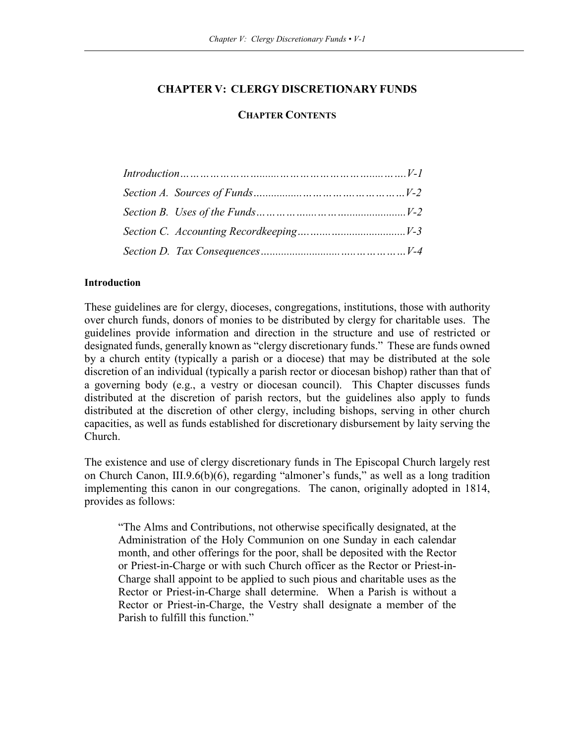# CHAPTER V: CLERGY DISCRETIONARY FUNDS

## CHAPTER CONTENTS

*Introduction……………………........………………………......……V-1*

*Section A. Sources of Funds...............…………….……………V-2*

*Section B. Uses of the Funds……………......……………..................V-2*

*Section C. Accounting Recordkeeping……..............................V-3*

*Section D. Tax Consequences...........................….……………V-4*

**Introduction**

These guidelines are for clergy, dioceses, congregations, institutions, those with authority over church funds, donors of monies to be distributed by clergy for charitable uses. The guidelines provide information and direction in the structure and use of restricted or designated funds, generally known as "clergy discretionary funds." These are funds owned by a church entity (typically a parish or a diocese) that may be distributed at the sole discretion of an individual (typically a parish rector or diocesan bishop) rather than that of a governing body (e.g., a vestry or diocesan council). This Chapter discusses funds distributed at the discretion of parish rectors, but the guidelines also apply to funds distributed at the discretion of other clergy, including bishops, serving in other church capacities, as well as funds established for discretionary disbursement by laity serving the Church.

The existence and use of clergy discretionary funds in The Episcopal Church largely rest on Church Canon, III.9.6(b)(6), regarding "almoner's funds," as well as a long tradition implementing this canon in our congregations. The canon, originally adopted in 1814, provides as follows:

> "The Alms and Contributions, not otherwise specifically designated, at the Administration of the Holy Communion on one Sunday in each calendar month, and other offerings for the poor, shall be deposited with the Rector or Priest-in-Charge or with such Church officer as the Rector or Priest-in-Charge shall appoint to be applied to such pious and charitable uses as the Rector or Priest-in-Charge shall determine. When a Parish is without a Rector or Priest-in-Charge, the Vestry shall designate a member of the Parish to fulfill this function."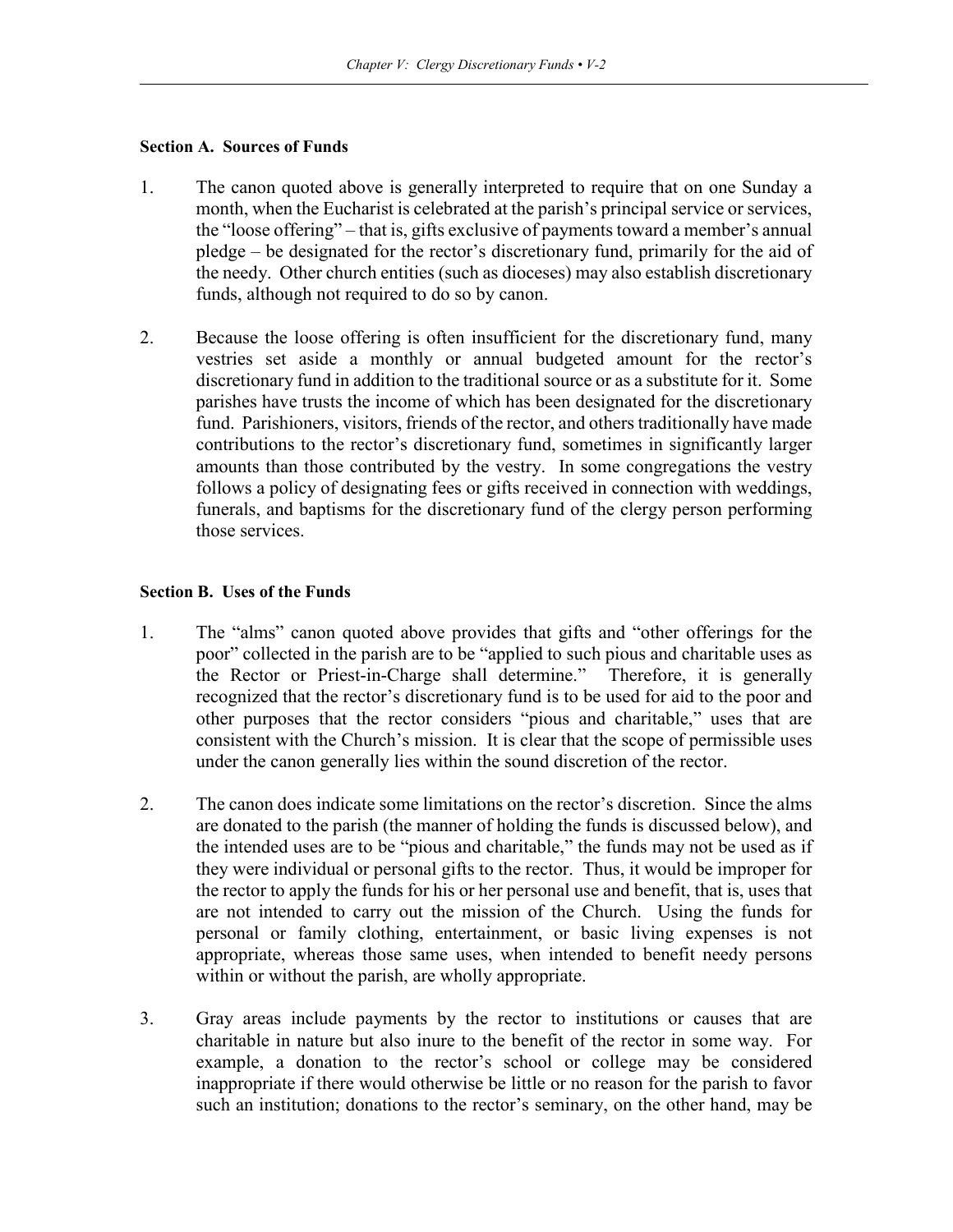**Section A. Sources of Funds**

1. The canon quoted above is generally interpreted to require that on one Sunday a month, when the Eucharist is celebrated at the parish's principal service or services, the "loose offering" – that is, gifts exclusive of payments toward a member's annual pledge – be designated for the rector's discretionary fund, primarily for the aid of the needy. Other church entities (such as dioceses) may also establish discretionary funds, although not required to do so by canon.

2. Because the loose offering is often insufficient for the discretionary fund, many vestries set aside a monthly or annual budgeted amount for the rector's discretionary fund in addition to the traditional source or as a substitute for it. Some parishes have trusts the income of which has been designated for the discretionary fund. Parishioners, visitors, friends of the rector, and others traditionally have made contributions to the rector's discretionary fund, sometimes in significantly larger amounts than those contributed by the vestry. In some congregations the vestry follows a policy of designating fees or gifts received in connection with weddings, funerals, and baptisms for the discretionary fund of the clergy person performing those services.

**Section B. Uses of the Funds**

1. The "alms" canon quoted above provides that gifts and "other offerings for the poor" collected in the parish are to be "applied to such pious and charitable uses as the Rector or Priest-in-Charge shall determine." Therefore, it is generally recognized that the rector's discretionary fund is to be used for aid to the poor and other purposes that the rector considers "pious and charitable," uses that are consistent with the Church's mission. It is clear that the scope of permissible uses under the canon generally lies within the sound discretion of the rector.

2. The canon does indicate some limitations on the rector's discretion. Since the alms are donated to the parish (the manner of holding the funds is discussed below), and the intended uses are to be "pious and charitable," the funds may not be used as if they were individual or personal gifts to the rector. Thus, it would be improper for the rector to apply the funds for his or her personal use and benefit, that is, uses that are not intended to carry out the mission of the Church. Using the funds for personal or family clothing, entertainment, or basic living expenses is not appropriate, whereas those same uses, when intended to benefit needy persons within or without the parish, are wholly appropriate.

3. Gray areas include payments by the rector to institutions or causes that are charitable in nature but also inure to the benefit of the rector in some way. For example, a donation to the rector's school or college may be considered inappropriate if there would otherwise be little or no reason for the parish to favor such an institution; donations to the rector's seminary, on the other hand, may be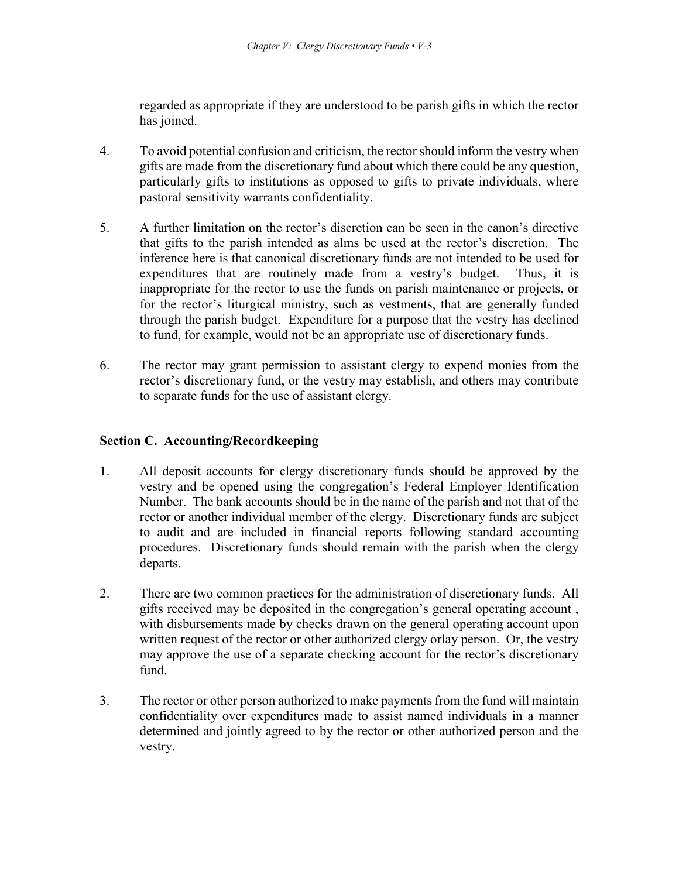regarded as appropriate if they are understood to be parish gifts in which the rector has joined.

4. To avoid potential confusion and criticism, the rector should inform the vestry when gifts are made from the discretionary fund about which there could be any question, particularly gifts to institutions as opposed to gifts to private individuals, where pastoral sensitivity warrants confidentiality.

5. A further limitation on the rector's discretion can be seen in the canon's directive that gifts to the parish intended as alms be used at the rector's discretion. The inference here is that canonical discretionary funds are not intended to be used for expenditures that are routinely made from a vestry's budget. Thus, it is inappropriate for the rector to use the funds on parish maintenance or projects, or for the rector's liturgical ministry, such as vestments, that are generally funded through the parish budget. Expenditure for a purpose that the vestry has declined to fund, for example, would not be an appropriate use of discretionary funds.

6. The rector may grant permission to assistant clergy to expend monies from the rector's discretionary fund, or the vestry may establish, and others may contribute to separate funds for the use of assistant clergy.

## Section C. Accounting/Recordkeeping

1. All deposit accounts for clergy discretionary funds should be approved by the vestry and be opened using the congregation's Federal Employer Identification Number. The bank accounts should be in the name of the parish and not that of the rector or another individual member of the clergy. Discretionary funds are subject to audit and are included in financial reports following standard accounting procedures. Discretionary funds should remain with the parish when the clergy departs.

2. There are two common practices for the administration of discretionary funds. All gifts received may be deposited in the congregation's general operating account , with disbursements made by checks drawn on the general operating account upon written request of the rector or other authorized clergy orlay person. Or, the vestry may approve the use of a separate checking account for the rector's discretionary fund.

3. The rector or other person authorized to make payments from the fund will maintain confidentiality over expenditures made to assist named individuals in a manner determined and jointly agreed to by the rector or other authorized person and the vestry.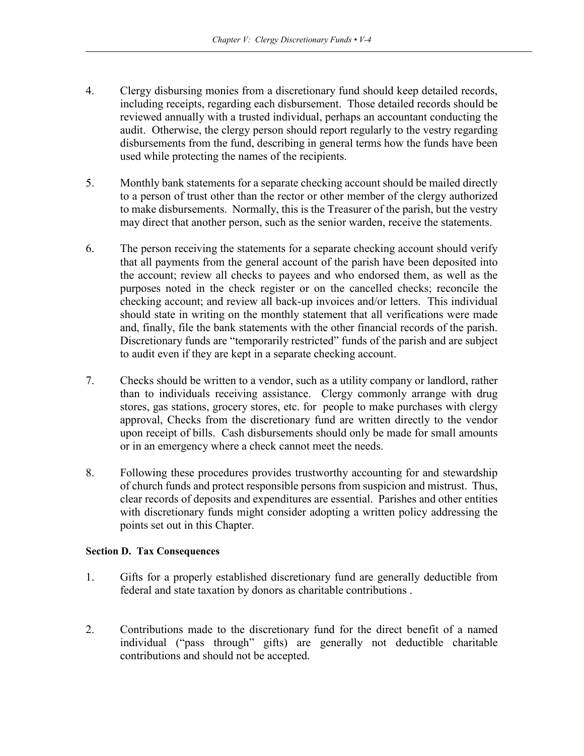4. Clergy disbursing monies from a discretionary fund should keep detailed records, including receipts, regarding each disbursement. Those detailed records should be reviewed annually with a trusted individual, perhaps an accountant conducting the audit. Otherwise, the clergy person should report regularly to the vestry regarding disbursements from the fund, describing in general terms how the funds have been used while protecting the names of the recipients.

5. Monthly bank statements for a separate checking account should be mailed directly to a person of trust other than the rector or other member of the clergy authorized to make disbursements. Normally, this is the Treasurer of the parish, but the vestry may direct that another person, such as the senior warden, receive the statements.

6. The person receiving the statements for a separate checking account should verify that all payments from the general account of the parish have been deposited into the account; review all checks to payees and who endorsed them, as well as the purposes noted in the check register or on the cancelled checks; reconcile the checking account; and review all back-up invoices and/or letters. This individual should state in writing on the monthly statement that all verifications were made and, finally, file the bank statements with the other financial records of the parish. Discretionary funds are "temporarily restricted" funds of the parish and are subject to audit even if they are kept in a separate checking account.

7. Checks should be written to a vendor, such as a utility company or landlord, rather than to individuals receiving assistance. Clergy commonly arrange with drug stores, gas stations, grocery stores, etc. for people to make purchases with clergy approval, Checks from the discretionary fund are written directly to the vendor upon receipt of bills. Cash disbursements should only be made for small amounts or in an emergency where a check cannot meet the needs.

8. Following these procedures provides trustworthy accounting for and stewardship of church funds and protect responsible persons from suspicion and mistrust. Thus, clear records of deposits and expenditures are essential. Parishes and other entities with discretionary funds might consider adopting a written policy addressing the points set out in this Chapter.

**Section D. Tax Consequences**

1. Gifts for a properly established discretionary fund are generally deductible from federal and state taxation by donors as charitable contributions .

2. Contributions made to the discretionary fund for the direct benefit of a named individual ("pass through" gifts) are generally not deductible charitable contributions and should not be accepted.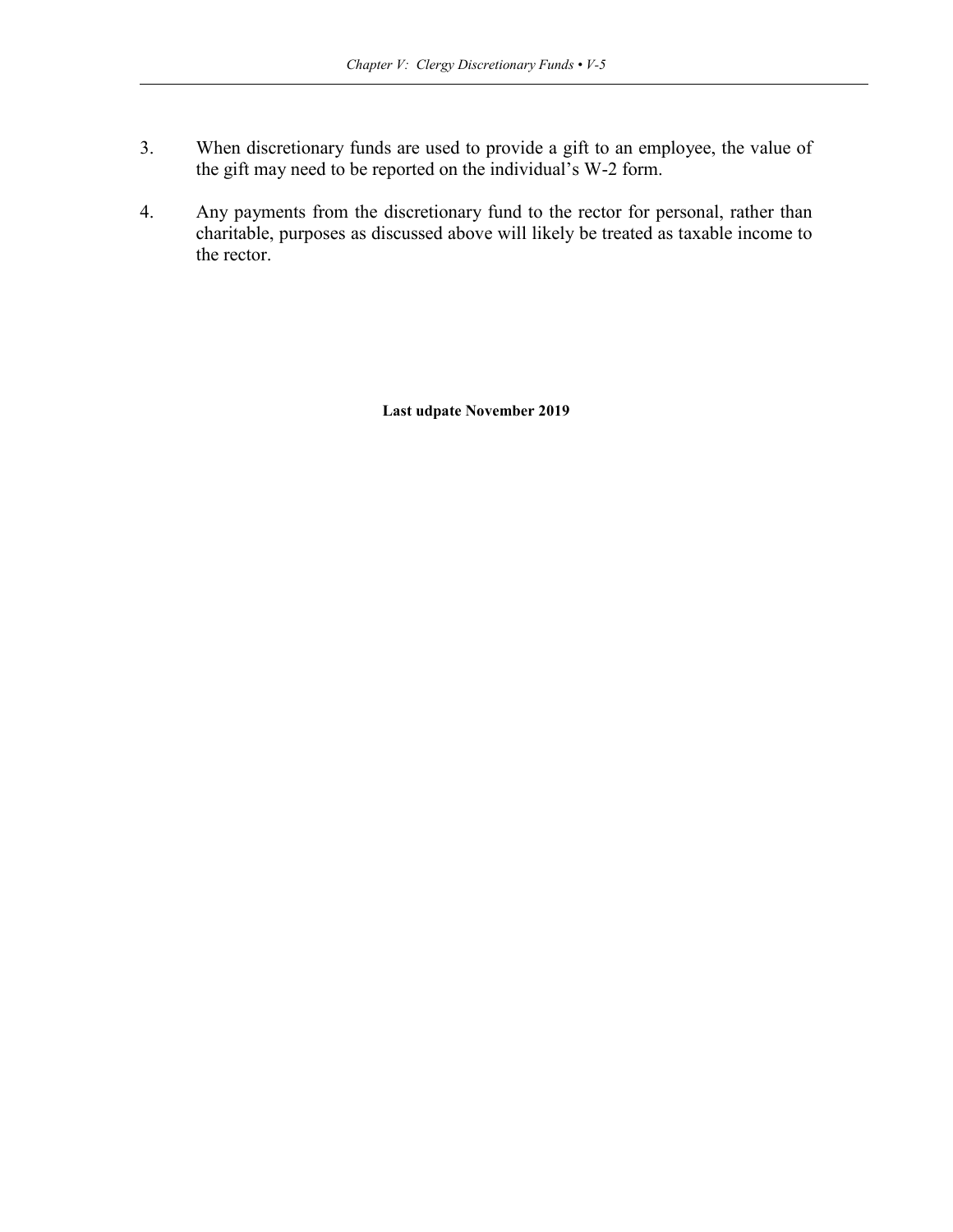3. When discretionary funds are used to provide a gift to an employee, the value of the gift may need to be reported on the individual's W-2 form.

4. Any payments from the discretionary fund to the rector for personal, rather than charitable, purposes as discussed above will likely be treated as taxable income to the rector.

**Last udpate November 2019**